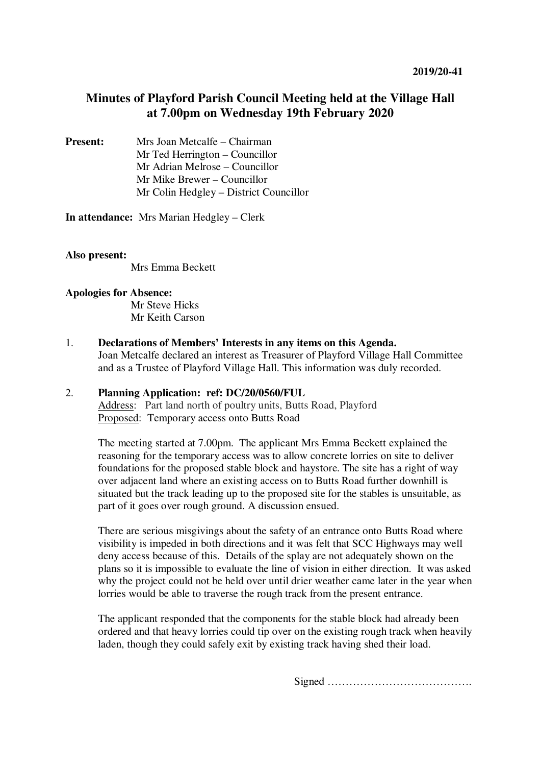2019/20-41

# Minutes of Playford Parish Council Meeting held at the Village Hall at 7.00pm on Wednesday 19th February 2020

**Present:** Mrs Joan Metcalfe – Chairman
Mr Ted Herrington – Councillor
Mr Adrian Melrose – Councillor
Mr Mike Brewer – Councillor
Mr Colin Hedgley – District Councillor

**In attendance:** Mrs Marian Hedgley – Clerk

**Also present:**
Mrs Emma Beckett

**Apologies for Absence:**
Mr Steve Hicks
Mr Keith Carson

1. **Declarations of Members' Interests in any items on this Agenda.**
Joan Metcalfe declared an interest as Treasurer of Playford Village Hall Committee and as a Trustee of Playford Village Hall. This information was duly recorded.

2. **Planning Application: ref: DC/20/0560/FUL**
<u>Address</u>: Part land north of poultry units, Butts Road, Playford
<u>Proposed</u>: Temporary access onto Butts Road

The meeting started at 7.00pm. The applicant Mrs Emma Beckett explained the reasoning for the temporary access was to allow concrete lorries on site to deliver foundations for the proposed stable block and haystore. The site has a right of way over adjacent land where an existing access on to Butts Road further downhill is situated but the track leading up to the proposed site for the stables is unsuitable, as part of it goes over rough ground. A discussion ensued.

There are serious misgivings about the safety of an entrance onto Butts Road where visibility is impeded in both directions and it was felt that SCC Highways may well deny access because of this. Details of the splay are not adequately shown on the plans so it is impossible to evaluate the line of vision in either direction. It was asked why the project could not be held over until drier weather came later in the year when lorries would be able to traverse the rough track from the present entrance.

The applicant responded that the components for the stable block had already been ordered and that heavy lorries could tip over on the existing rough track when heavily laden, though they could safely exit by existing track having shed their load.

Signed ………………………………….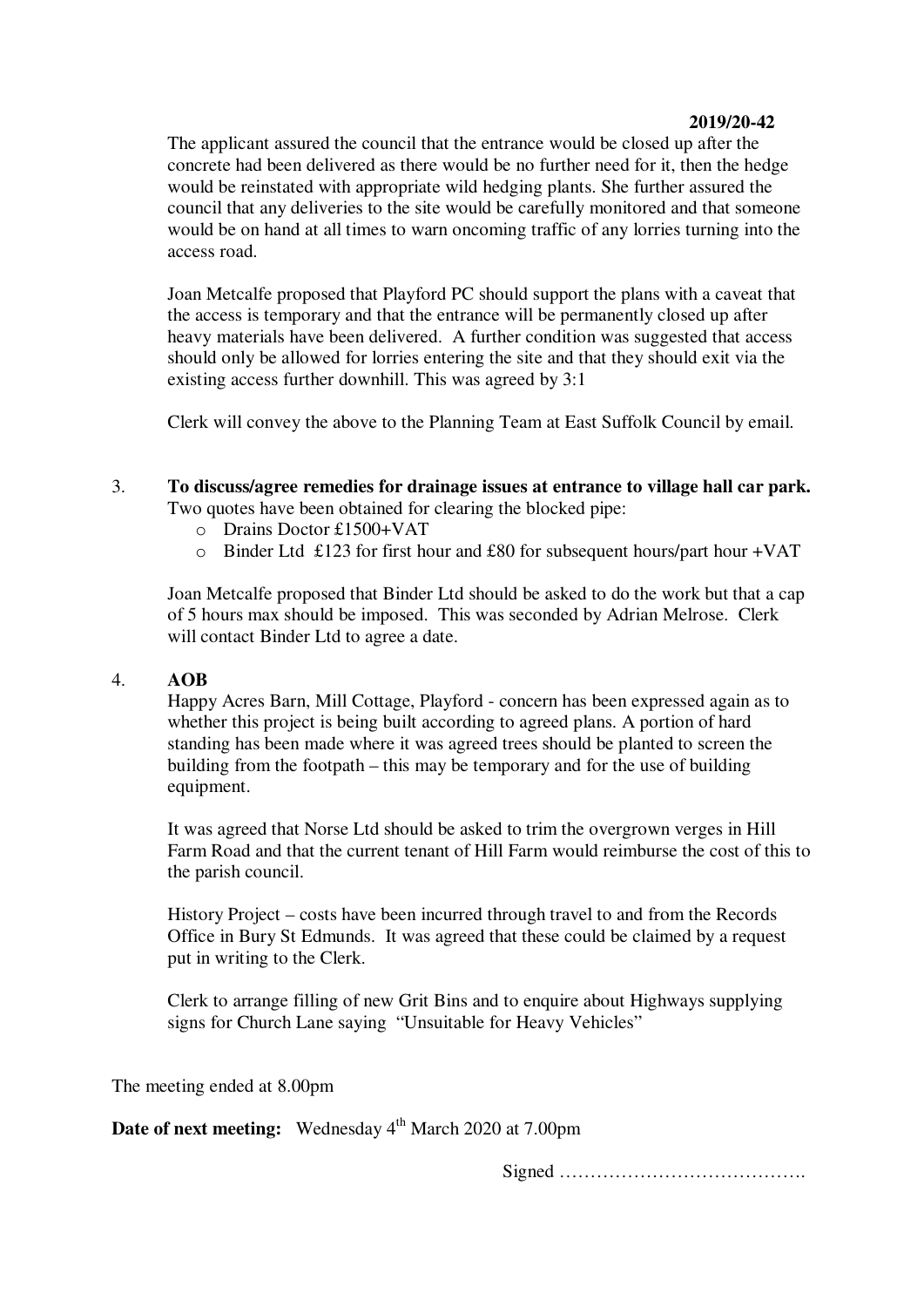The applicant assured the council that the entrance would be closed up after the concrete had been delivered as there would be no further need for it, then the hedge would be reinstated with appropriate wild hedging plants. She further assured the council that any deliveries to the site would be carefully monitored and that someone would be on hand at all times to warn oncoming traffic of any lorries turning into the access road.

Joan Metcalfe proposed that Playford PC should support the plans with a caveat that the access is temporary and that the entrance will be permanently closed up after heavy materials have been delivered. A further condition was suggested that access should only be allowed for lorries entering the site and that they should exit via the existing access further downhill. This was agreed by 3:1

Clerk will convey the above to the Planning Team at East Suffolk Council by email.

3. **To discuss/agree remedies for drainage issues at entrance to village hall car park.**
   Two quotes have been obtained for clearing the blocked pipe:
   - Drains Doctor £1500+VAT
   - Binder Ltd £123 for first hour and £80 for subsequent hours/part hour +VAT

   Joan Metcalfe proposed that Binder Ltd should be asked to do the work but that a cap of 5 hours max should be imposed. This was seconded by Adrian Melrose. Clerk will contact Binder Ltd to agree a date.

4. **AOB**
   Happy Acres Barn, Mill Cottage, Playford - concern has been expressed again as to whether this project is being built according to agreed plans. A portion of hard standing has been made where it was agreed trees should be planted to screen the building from the footpath – this may be temporary and for the use of building equipment.

   It was agreed that Norse Ltd should be asked to trim the overgrown verges in Hill Farm Road and that the current tenant of Hill Farm would reimburse the cost of this to the parish council.

   History Project – costs have been incurred through travel to and from the Records Office in Bury St Edmunds. It was agreed that these could be claimed by a request put in writing to the Clerk.

   Clerk to arrange filling of new Grit Bins and to enquire about Highways supplying signs for Church Lane saying "Unsuitable for Heavy Vehicles"

The meeting ended at 8.00pm

**Date of next meeting:** Wednesday 4th March 2020 at 7.00pm

Signed ………………………………….